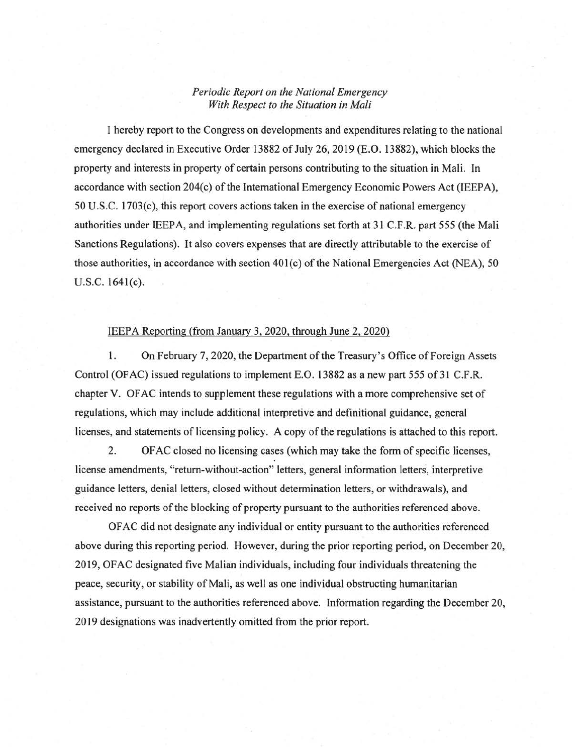*Periodic Report on the National Emergency With Respect to the Situation in Mali*

I hereby report to the Congress on developments and expenditures relating to the national emergency declared in Executive Order 13882 of July 26, 2019 (E.O. 13882), which blocks the property and interests in property of certain persons contributing to the situation in Mali. In accordance with section 204(c) of the International Emergency Economic Powers Act (IEEPA), 50 U.S.C. 1703(c), this report covers actions taken in the exercise of national emergency authorities under IEEPA, and implementing regulations set forth at 31 C.F.R. part 555 (the Mali Sanctions Regulations). It also covers expenses that are directly attributable to the exercise of those authorities, in accordance with section 401(c) of the National Emergencies Act (NEA), 50 U.S.C. 1641(c).

IEEPA Reporting (from January 3, 2020, through June 2, 2020)

1. On February 7, 2020, the Department of the Treasury's Office of Foreign Assets Control (OFAC) issued regulations to implement E.O. 13882 as a new part 555 of 31 C.F.R. chapter V. OFAC intends to supplement these regulations with a more comprehensive set of regulations, which may include additional interpretive and definitional guidance, general licenses, and statements of licensing policy. A copy of the regulations is attached to this report.

2. OFAC closed no licensing cases (which may take the form of specific licenses, license amendments, "return-without-action" letters, general information letters, interpretive guidance letters, denial letters, closed without determination letters, or withdrawals), and received no reports of the blocking of property pursuant to the authorities referenced above.

OFAC did not designate any individual or entity pursuant to the authorities referenced above during this reporting period. However, during the prior reporting period, on December 20, 2019, OFAC designated five Malian individuals, including four individuals threatening the peace, security, or stability of Mali, as well as one individual obstructing humanitarian assistance, pursuant to the authorities referenced above. Information regarding the December 20, 2019 designations was inadvertently omitted from the prior report.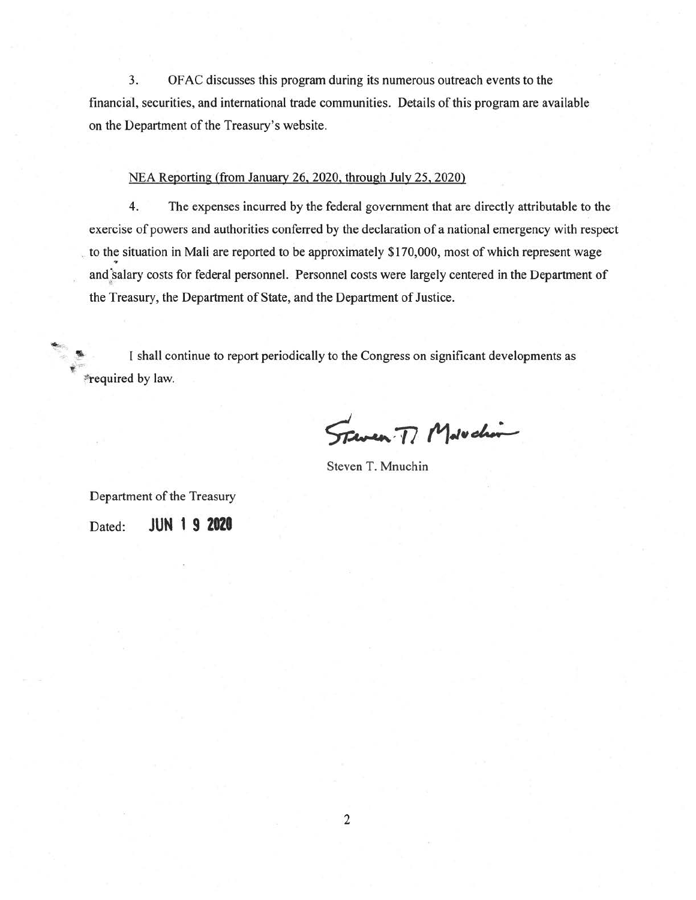3. OFAC discusses this program during its numerous outreach events to the financial, securities, and international trade communities. Details of this program are available on the Department of the Treasury's website.

NEA Reporting (from January 26, 2020, through July 25, 2020)

4. The expenses incurred by the federal government that are directly attributable to the exercise of powers and authorities conferred by the declaration of a national emergency with respect to the situation in Mali are reported to be approximately $170,000, most of which represent wage and salary costs for federal personnel. Personnel costs were largely centered in the Department of the Treasury, the Department of State, and the Department of Justice.

I shall continue to report periodically to the Congress on significant developments as required by law.

Steven T. Mnuchin

Department of the Treasury

Dated: JUN 19 2020